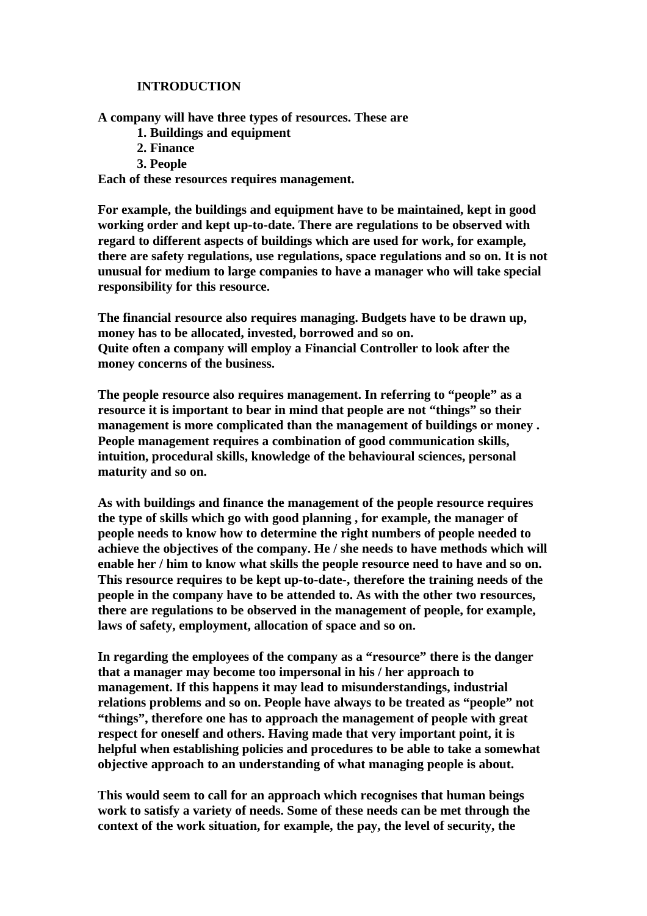# INTRODUCTION

**A company will have three types of resources. These are**

1. **Buildings and equipment**
2. **Finance**
3. **People**

**Each of these resources requires management.**

**For example, the buildings and equipment have to be maintained, kept in good working order and kept up-to-date. There are regulations to be observed with regard to different aspects of buildings which are used for work, for example, there are safety regulations, use regulations, space regulations and so on. It is not unusual for medium to large companies to have a manager who will take special responsibility for this resource.**

**The financial resource also requires managing. Budgets have to be drawn up, money has to be allocated, invested, borrowed and so on.**
**Quite often a company will employ a Financial Controller to look after the money concerns of the business.**

**The people resource also requires management. In referring to "people" as a resource it is important to bear in mind that people are not "things" so their management is more complicated than the management of buildings or money . People management requires a combination of good communication skills, intuition, procedural skills, knowledge of the behavioural sciences, personal maturity and so on.**

**As with buildings and finance the management of the people resource requires the type of skills which go with good planning , for example, the manager of people needs to know how to determine the right numbers of people needed to achieve the objectives of the company. He / she needs to have methods which will enable her / him to know what skills the people resource need to have and so on. This resource requires to be kept up-to-date-, therefore the training needs of the people in the company have to be attended to. As with the other two resources, there are regulations to be observed in the management of people, for example, laws of safety, employment, allocation of space and so on.**

**In regarding the employees of the company as a "resource" there is the danger that a manager may become too impersonal in his / her approach to management. If this happens it may lead to misunderstandings, industrial relations problems and so on. People have always to be treated as "people" not "things", therefore one has to approach the management of people with great respect for oneself and others. Having made that very important point, it is helpful when establishing policies and procedures to be able to take a somewhat objective approach to an understanding of what managing people is about.**

**This would seem to call for an approach which recognises that human beings work to satisfy a variety of needs. Some of these needs can be met through the context of the work situation, for example, the pay, the level of security, the**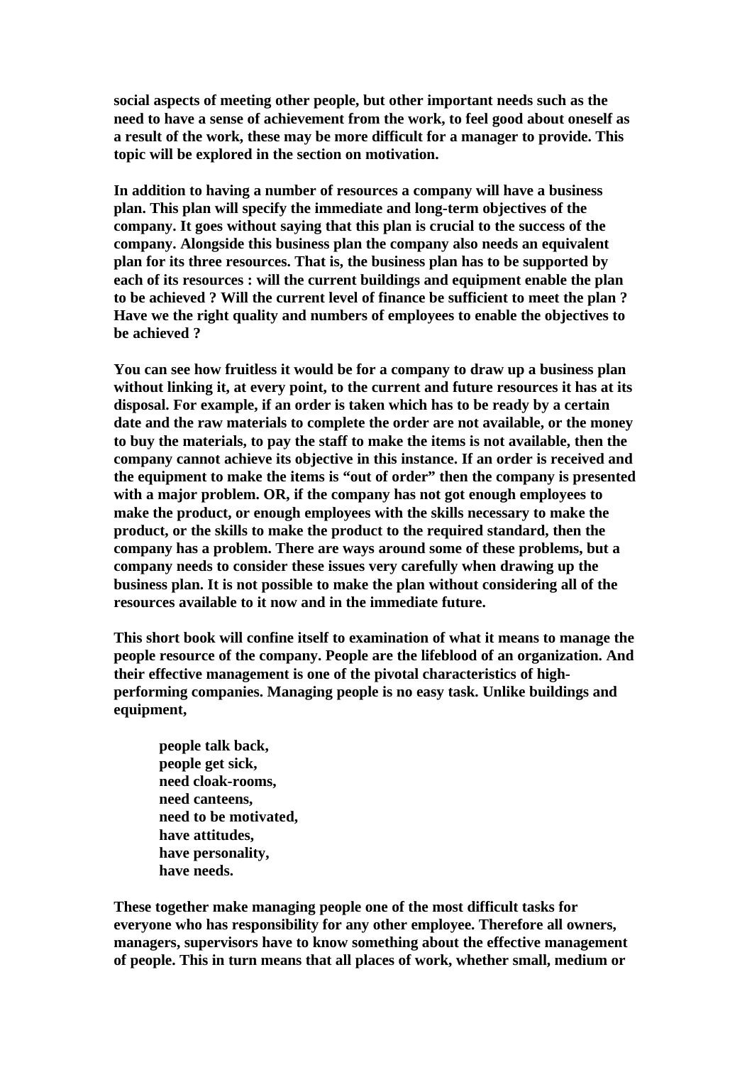**social aspects of meeting other people, but other important needs such as the need to have a sense of achievement from the work, to feel good about oneself as a result of the work, these may be more difficult for a manager to provide. This topic will be explored in the section on motivation.**

**In addition to having a number of resources a company will have a business plan. This plan will specify the immediate and long-term objectives of the company. It goes without saying that this plan is crucial to the success of the company. Alongside this business plan the company also needs an equivalent plan for its three resources. That is, the business plan has to be supported by each of its resources : will the current buildings and equipment enable the plan to be achieved ? Will the current level of finance be sufficient to meet the plan ? Have we the right quality and numbers of employees to enable the objectives to be achieved ?**

**You can see how fruitless it would be for a company to draw up a business plan without linking it, at every point, to the current and future resources it has at its disposal. For example, if an order is taken which has to be ready by a certain date and the raw materials to complete the order are not available, or the money to buy the materials, to pay the staff to make the items is not available, then the company cannot achieve its objective in this instance. If an order is received and the equipment to make the items is "out of order" then the company is presented with a major problem. OR, if the company has not got enough employees to make the product, or enough employees with the skills necessary to make the product, or the skills to make the product to the required standard, then the company has a problem. There are ways around some of these problems, but a company needs to consider these issues very carefully when drawing up the business plan. It is not possible to make the plan without considering all of the resources available to it now and in the immediate future.**

**This short book will confine itself to examination of what it means to manage the people resource of the company. People are the lifeblood of an organization. And their effective management is one of the pivotal characteristics of high-performing companies. Managing people is no easy task. Unlike buildings and equipment,**

> **people talk back,**
> **people get sick,**
> **need cloak-rooms,**
> **need canteens,**
> **need to be motivated,**
> **have attitudes,**
> **have personality,**
> **have needs.**

**These together make managing people one of the most difficult tasks for everyone who has responsibility for any other employee. Therefore all owners, managers, supervisors have to know something about the effective management of people. This in turn means that all places of work, whether small, medium or**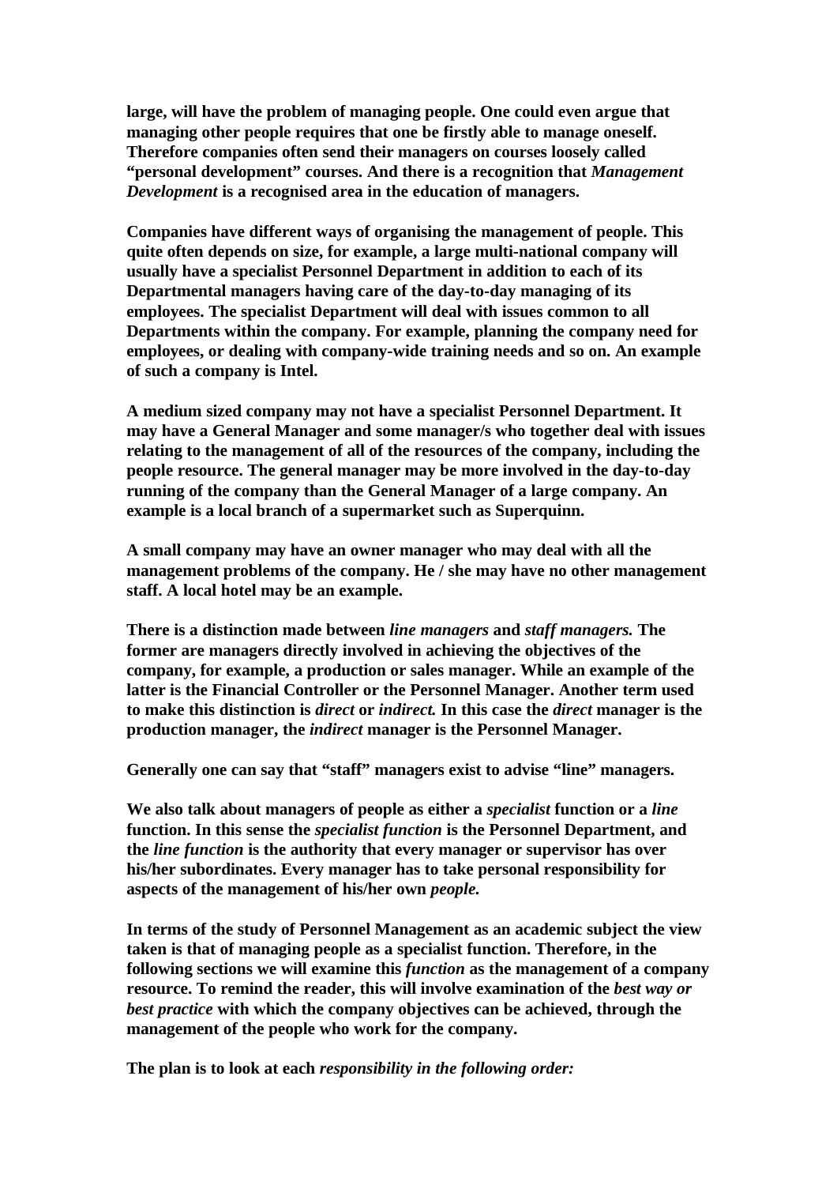**large, will have the problem of managing people. One could even argue that managing other people requires that one be firstly able to manage oneself. Therefore companies often send their managers on courses loosely called "personal development" courses. And there is a recognition that *Management Development* is a recognised area in the education of managers.**

**Companies have different ways of organising the management of people. This quite often depends on size, for example, a large multi-national company will usually have a specialist Personnel Department in addition to each of its Departmental managers having care of the day-to-day managing of its employees. The specialist Department will deal with issues common to all Departments within the company. For example, planning the company need for employees, or dealing with company-wide training needs and so on. An example of such a company is Intel.**

**A medium sized company may not have a specialist Personnel Department. It may have a General Manager and some manager/s who together deal with issues relating to the management of all of the resources of the company, including the people resource. The general manager may be more involved in the day-to-day running of the company than the General Manager of a large company. An example is a local branch of a supermarket such as Superquinn.**

**A small company may have an owner manager who may deal with all the management problems of the company. He / she may have no other management staff. A local hotel may be an example.**

**There is a distinction made between *line managers* and *staff managers.* The former are managers directly involved in achieving the objectives of the company, for example, a production or sales manager. While an example of the latter is the Financial Controller or the Personnel Manager. Another term used to make this distinction is *direct* or *indirect.* In this case the *direct* manager is the production manager, the *indirect* manager is the Personnel Manager.**

**Generally one can say that "staff" managers exist to advise "line" managers.**

**We also talk about managers of people as either a *specialist* function or a *line* function. In this sense the *specialist function* is the Personnel Department, and the *line function* is the authority that every manager or supervisor has over his/her subordinates. Every manager has to take personal responsibility for aspects of the management of his/her own *people.***

**In terms of the study of Personnel Management as an academic subject the view taken is that of managing people as a specialist function. Therefore, in the following sections we will examine this *function* as the management of a company resource. To remind the reader, this will involve examination of the *best way or best practice* with which the company objectives can be achieved, through the management of the people who work for the company.**

**The plan is to look at each *responsibility in the following order:***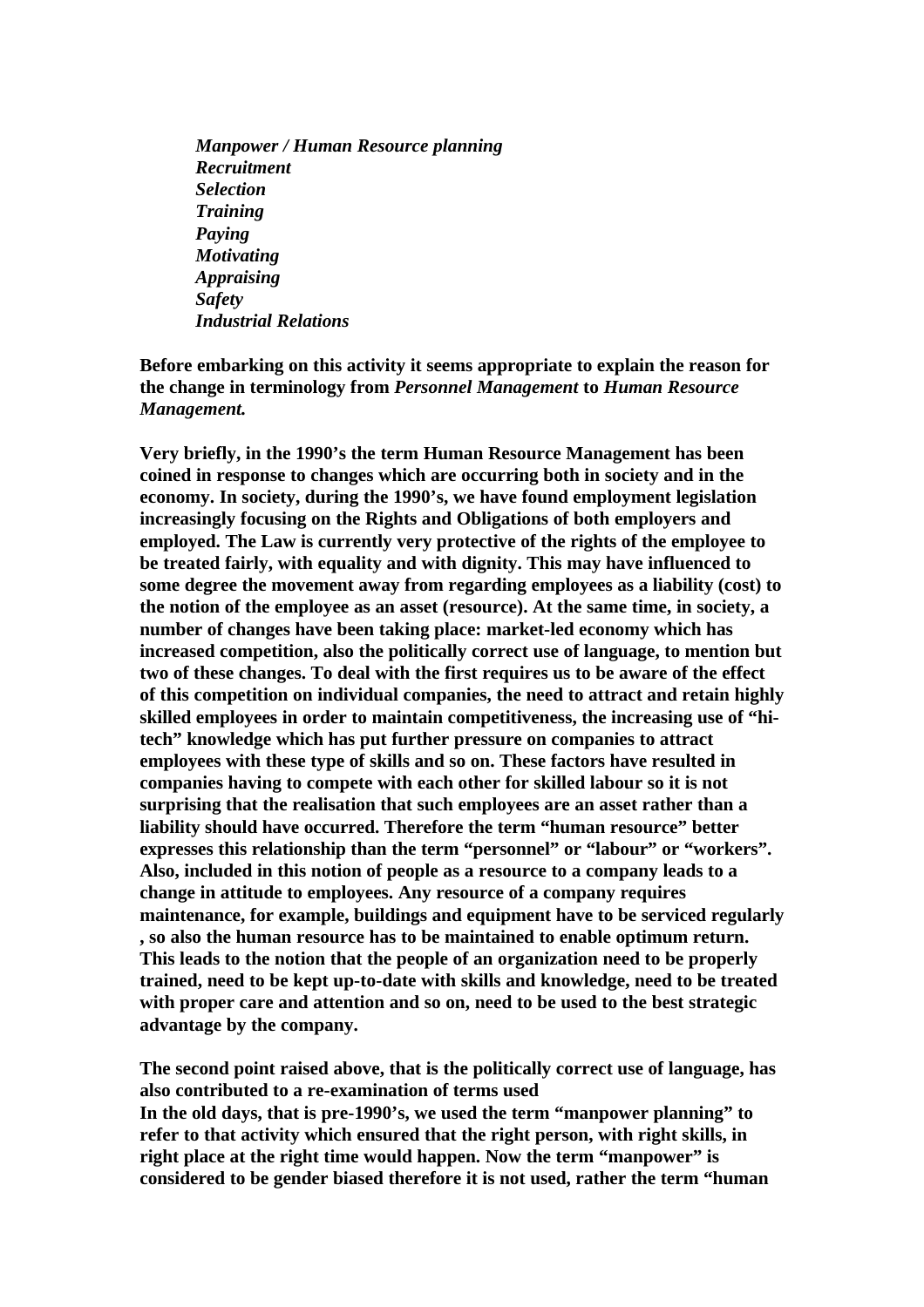*Manpower / Human Resource planning*
*Recruitment*
*Selection*
*Training*
*Paying*
*Motivating*
*Appraising*
*Safety*
*Industrial Relations*

**Before embarking on this activity it seems appropriate to explain the reason for the change in terminology from *Personnel Management* to *Human Resource Management.***

**Very briefly, in the 1990's the term Human Resource Management has been coined in response to changes which are occurring both in society and in the economy. In society, during the 1990's, we have found employment legislation increasingly focusing on the Rights and Obligations of both employers and employed. The Law is currently very protective of the rights of the employee to be treated fairly, with equality and with dignity. This may have influenced to some degree the movement away from regarding employees as a liability (cost) to the notion of the employee as an asset (resource). At the same time, in society, a number of changes have been taking place: market-led economy which has increased competition, also the politically correct use of language, to mention but two of these changes. To deal with the first requires us to be aware of the effect of this competition on individual companies, the need to attract and retain highly skilled employees in order to maintain competitiveness, the increasing use of "hi-tech" knowledge which has put further pressure on companies to attract employees with these type of skills and so on. These factors have resulted in companies having to compete with each other for skilled labour so it is not surprising that the realisation that such employees are an asset rather than a liability should have occurred. Therefore the term "human resource" better expresses this relationship than the term "personnel" or "labour" or "workers". Also, included in this notion of people as a resource to a company leads to a change in attitude to employees. Any resource of a company requires maintenance, for example, buildings and equipment have to be serviced regularly , so also the human resource has to be maintained to enable optimum return. This leads to the notion that the people of an organization need to be properly trained, need to be kept up-to-date with skills and knowledge, need to be treated with proper care and attention and so on, need to be used to the best strategic advantage by the company.**

**The second point raised above, that is the politically correct use of language, has also contributed to a re-examination of terms used**
**In the old days, that is pre-1990's, we used the term "manpower planning" to refer to that activity which ensured that the right person, with right skills, in right place at the right time would happen. Now the term "manpower" is considered to be gender biased therefore it is not used, rather the term "human**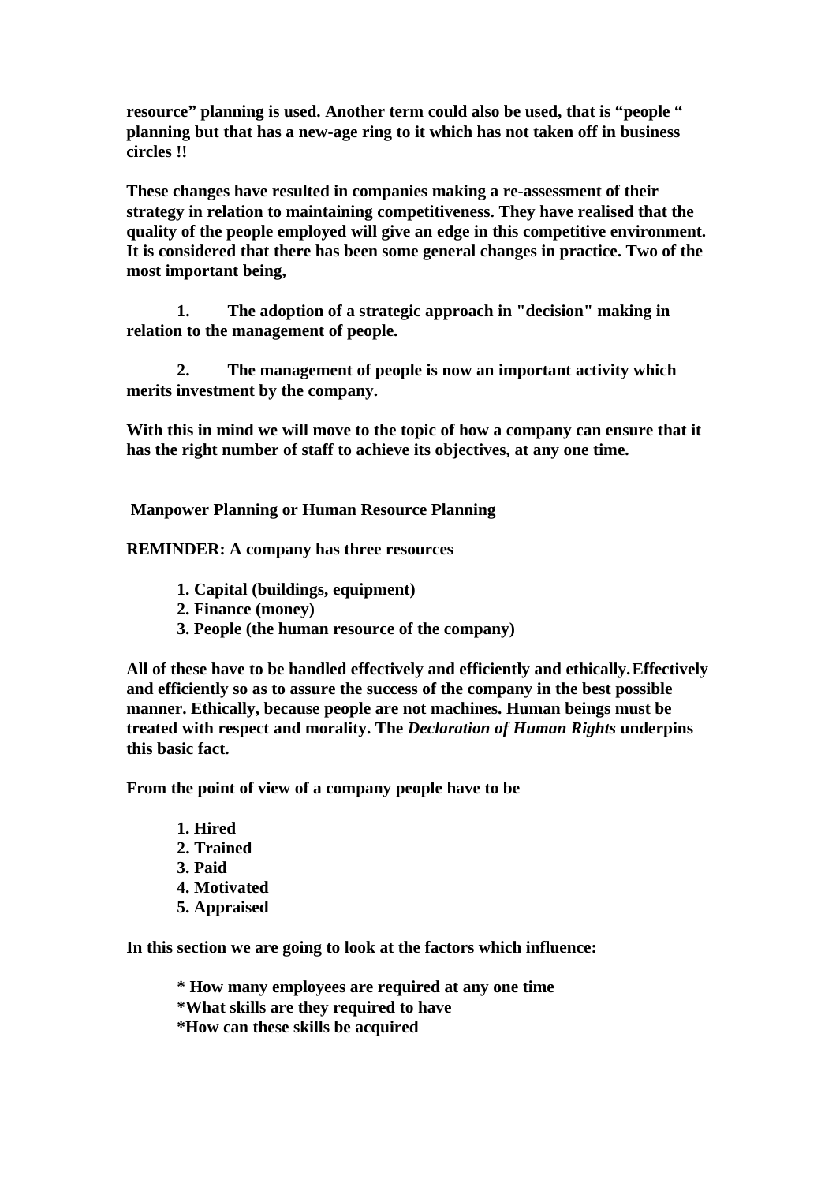**resource" planning is used. Another term could also be used, that is "people " planning but that has a new-age ring to it which has not taken off in business circles !!**

**These changes have resulted in companies making a re-assessment of their strategy in relation to maintaining competitiveness. They have realised that the quality of the people employed will give an edge in this competitive environment. It is considered that there has been some general changes in practice. Two of the most important being,**

1. **The adoption of a strategic approach in "decision" making in relation to the management of people.**

2. **The management of people is now an important activity which merits investment by the company.**

**With this in mind we will move to the topic of how a company can ensure that it has the right number of staff to achieve its objectives, at any one time.**

## Manpower Planning or Human Resource Planning

**REMINDER: A company has three resources**

1. **Capital (buildings, equipment)**
2. **Finance (money)**
3. **People (the human resource of the company)**

**All of these have to be handled effectively and efficiently and ethically. Effectively and efficiently so as to assure the success of the company in the best possible manner. Ethically, because people are not machines. Human beings must be treated with respect and morality. The *Declaration of Human Rights* underpins this basic fact.**

**From the point of view of a company people have to be**

1. **Hired**
2. **Trained**
3. **Paid**
4. **Motivated**
5. **Appraised**

**In this section we are going to look at the factors which influence:**

- **How many employees are required at any one time**
- **What skills are they required to have**
- **How can these skills be acquired**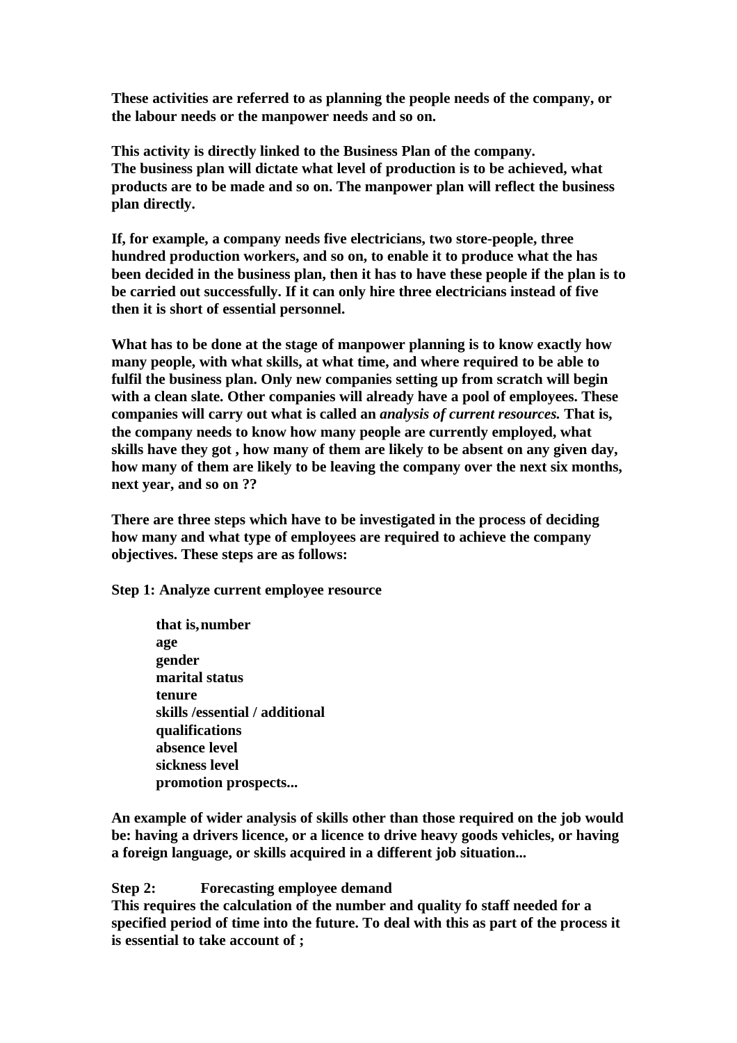**These activities are referred to as planning the people needs of the company, or the labour needs or the manpower needs and so on.**

**This activity is directly linked to the Business Plan of the company.**
**The business plan will dictate what level of production is to be achieved, what products are to be made and so on. The manpower plan will reflect the business plan directly.**

**If, for example, a company needs five electricians, two store-people, three hundred production workers, and so on, to enable it to produce what the has been decided in the business plan, then it has to have these people if the plan is to be carried out successfully. If it can only hire three electricians instead of five then it is short of essential personnel.**

**What has to be done at the stage of manpower planning is to know exactly how many people, with what skills, at what time, and where required to be able to fulfil the business plan. Only new companies setting up from scratch will begin with a clean slate. Other companies will already have a pool of employees. These companies will carry out what is called an *analysis of current resources.* That is, the company needs to know how many people are currently employed, what skills have they got , how many of them are likely to be absent on any given day, how many of them are likely to be leaving the company over the next six months, next year, and so on ??**

**There are three steps which have to be investigated in the process of deciding how many and what type of employees are required to achieve the company objectives. These steps are as follows:**

**Step 1: Analyze current employee resource**

**that is, number**
**age**
**gender**
**marital status**
**tenure**
**skills /essential / additional**
**qualifications**
**absence level**
**sickness level**
**promotion prospects...**

**An example of wider analysis of skills other than those required on the job would be: having a drivers licence, or a licence to drive heavy goods vehicles, or having a foreign language, or skills acquired in a different job situation...**

**Step 2: Forecasting employee demand**
**This requires the calculation of the number and quality fo staff needed for a specified period of time into the future. To deal with this as part of the process it is essential to take account of ;**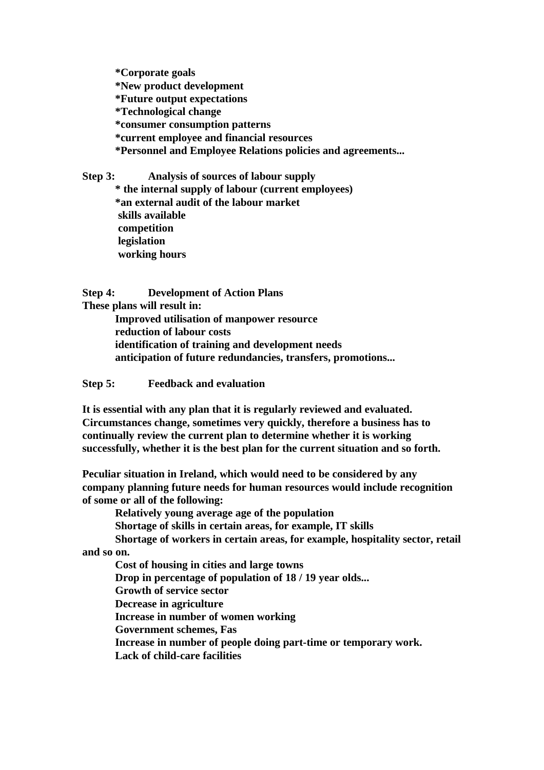**\*Corporate goals**
**\*New product development**
**\*Future output expectations**
**\*Technological change**
**\*consumer consumption patterns**
**\*current employee and financial resources**
**\*Personnel and Employee Relations policies and agreements...**

**Step 3: Analysis of sources of labour supply**

**\* the internal supply of labour (current employees)**
**\*an external audit of the labour market**
**skills available**
**competition**
**legislation**
**working hours**

**Step 4: Development of Action Plans**

**These plans will result in:**

**Improved utilisation of manpower resource**
**reduction of labour costs**
**identification of training and development needs**
**anticipation of future redundancies, transfers, promotions...**

**Step 5: Feedback and evaluation**

**It is essential with any plan that it is regularly reviewed and evaluated. Circumstances change, sometimes very quickly, therefore a business has to continually review the current plan to determine whether it is working successfully, whether it is the best plan for the current situation and so forth.**

**Peculiar situation in Ireland, which would need to be considered by any company planning future needs for human resources would include recognition of some or all of the following:**

**Relatively young average age of the population**
**Shortage of skills in certain areas, for example, IT skills**
**Shortage of workers in certain areas, for example, hospitality sector, retail and so on.**
**Cost of housing in cities and large towns**
**Drop in percentage of population of 18 / 19 year olds...**
**Growth of service sector**
**Decrease in agriculture**
**Increase in number of women working**
**Government schemes, Fas**
**Increase in number of people doing part-time or temporary work.**
**Lack of child-care facilities**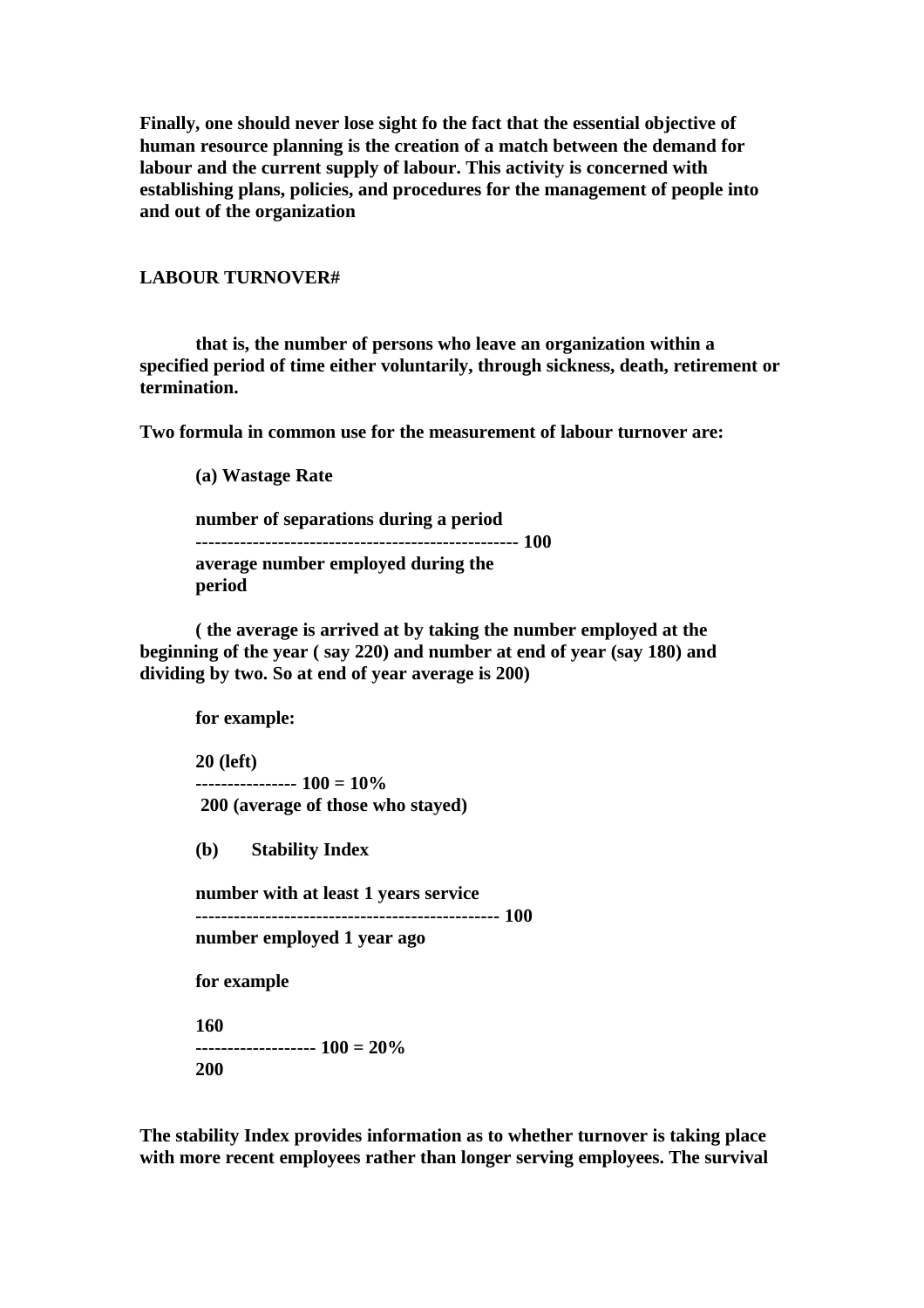**Finally, one should never lose sight fo the fact that the essential objective of human resource planning is the creation of a match between the demand for labour and the current supply of labour. This activity is concerned with establishing plans, policies, and procedures for the management of people into and out of the organization**

**LABOUR TURNOVER#**

**that is, the number of persons who leave an organization within a specified period of time either voluntarily, through sickness, death, retirement or termination.**

**Two formula in common use for the measurement of labour turnover are:**

**(a) Wastage Rate**

$$\frac{\text{number of separations during a period}}{\text{average number employed during the period}} \; 100$$

**( the average is arrived at by taking the number employed at the beginning of the year ( say 220) and number at end of year (say 180) and dividing by two. So at end of year average is 200)**

**for example:**

$$\frac{20 \text{ (left)}}{200 \text{ (average of those who stayed)}} \; 100 = 10\%$$

**(b) Stability Index**

$$\frac{\text{number with at least 1 years service}}{\text{number employed 1 year ago}} \; 100$$

**for example**

$$\frac{160}{200} \; 100 = 20\%$$

**The stability Index provides information as to whether turnover is taking place with more recent employees rather than longer serving employees. The survival**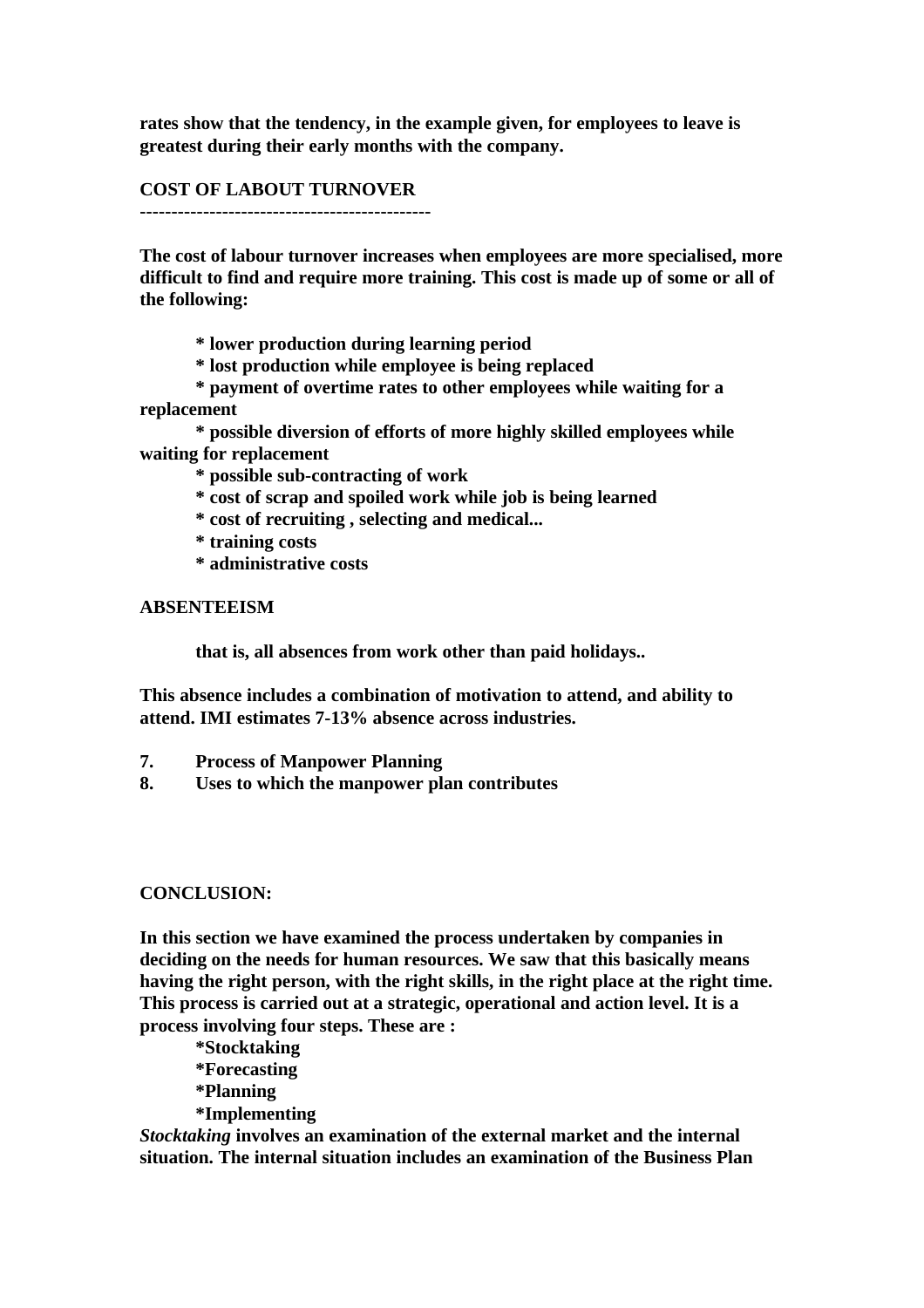**rates show that the tendency, in the example given, for employees to leave is greatest during their early months with the company.**

**COST OF LABOUT TURNOVER**
**---------------------------------------------**

**The cost of labour turnover increases when employees are more specialised, more difficult to find and require more training. This cost is made up of some or all of the following:**

- **lower production during learning period**
- **lost production while employee is being replaced**
- **payment of overtime rates to other employees while waiting for a replacement**
- **possible diversion of efforts of more highly skilled employees while waiting for replacement**
- **possible sub-contracting of work**
- **cost of scrap and spoiled work while job is being learned**
- **cost of recruiting , selecting and medical...**
- **training costs**
- **administrative costs**

**ABSENTEEISM**

**that is, all absences from work other than paid holidays..**

**This absence includes a combination of motivation to attend, and ability to attend. IMI estimates 7-13% absence across industries.**

7. **Process of Manpower Planning**
8. **Uses to which the manpower plan contributes**

**CONCLUSION:**

**In this section we have examined the process undertaken by companies in deciding on the needs for human resources. We saw that this basically means having the right person, with the right skills, in the right place at the right time. This process is carried out at a strategic, operational and action level. It is a process involving four steps. These are :**

- **Stocktaking**
- **Forecasting**
- **Planning**
- **Implementing**

***Stocktaking*** **involves an examination of the external market and the internal situation. The internal situation includes an examination of the Business Plan**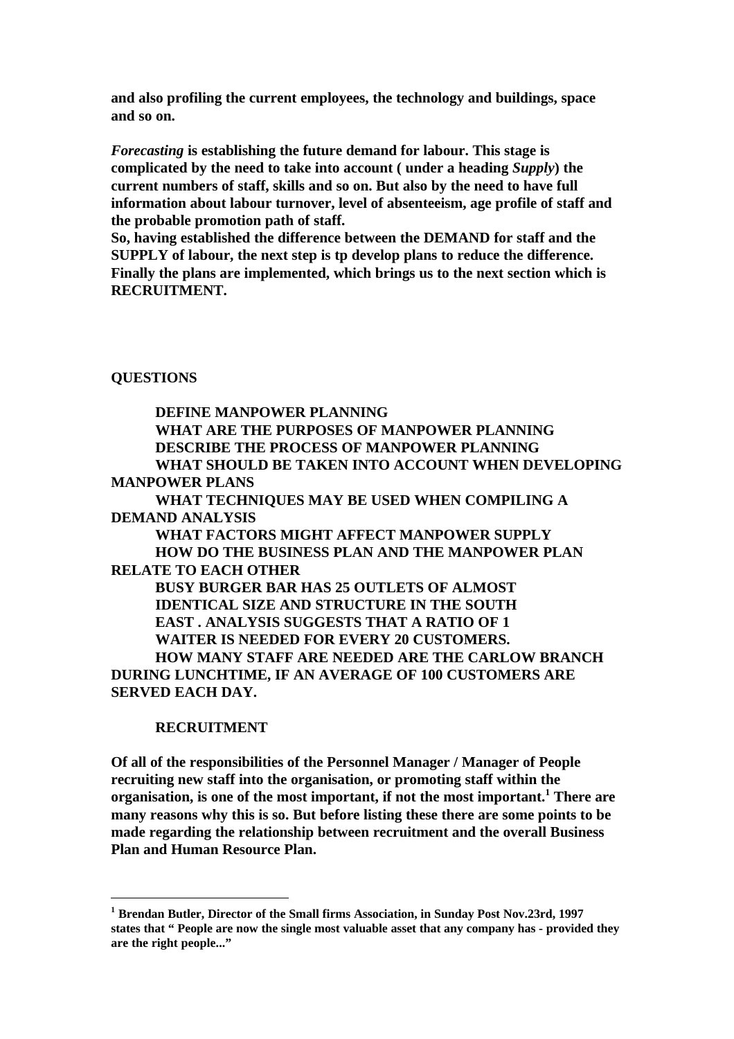**and also profiling the current employees, the technology and buildings, space and so on.**

***Forecasting*** **is establishing the future demand for labour. This stage is complicated by the need to take into account ( under a heading *Supply*) the current numbers of staff, skills and so on. But also by the need to have full information about labour turnover, level of absenteeism, age profile of staff and the probable promotion path of staff.**

**So, having established the difference between the DEMAND for staff and the SUPPLY of labour, the next step is tp develop plans to reduce the difference. Finally the plans are implemented, which brings us to the next section which is RECRUITMENT.**

**QUESTIONS**

**DEFINE MANPOWER PLANNING**

**WHAT ARE THE PURPOSES OF MANPOWER PLANNING**

**DESCRIBE THE PROCESS OF MANPOWER PLANNING**

**WHAT SHOULD BE TAKEN INTO ACCOUNT WHEN DEVELOPING MANPOWER PLANS**

**WHAT TECHNIQUES MAY BE USED WHEN COMPILING A DEMAND ANALYSIS**

**WHAT FACTORS MIGHT AFFECT MANPOWER SUPPLY**

**HOW DO THE BUSINESS PLAN AND THE MANPOWER PLAN RELATE TO EACH OTHER**

**BUSY BURGER BAR HAS 25 OUTLETS OF ALMOST IDENTICAL SIZE AND STRUCTURE IN THE SOUTH EAST . ANALYSIS SUGGESTS THAT A RATIO OF 1 WAITER IS NEEDED FOR EVERY 20 CUSTOMERS.**

**HOW MANY STAFF ARE NEEDED ARE THE CARLOW BRANCH DURING LUNCHTIME, IF AN AVERAGE OF 100 CUSTOMERS ARE SERVED EACH DAY.**

## RECRUITMENT

**Of all of the responsibilities of the Personnel Manager / Manager of People recruiting new staff into the organisation, or promoting staff within the organisation, is one of the most important, if not the most important.[1] There are many reasons why this is so. But before listing these there are some points to be made regarding the relationship between recruitment and the overall Business Plan and Human Resource Plan.**

---

[1] **Brendan Butler, Director of the Small firms Association, in Sunday Post Nov.23rd, 1997 states that " People are now the single most valuable asset that any company has - provided they are the right people..."**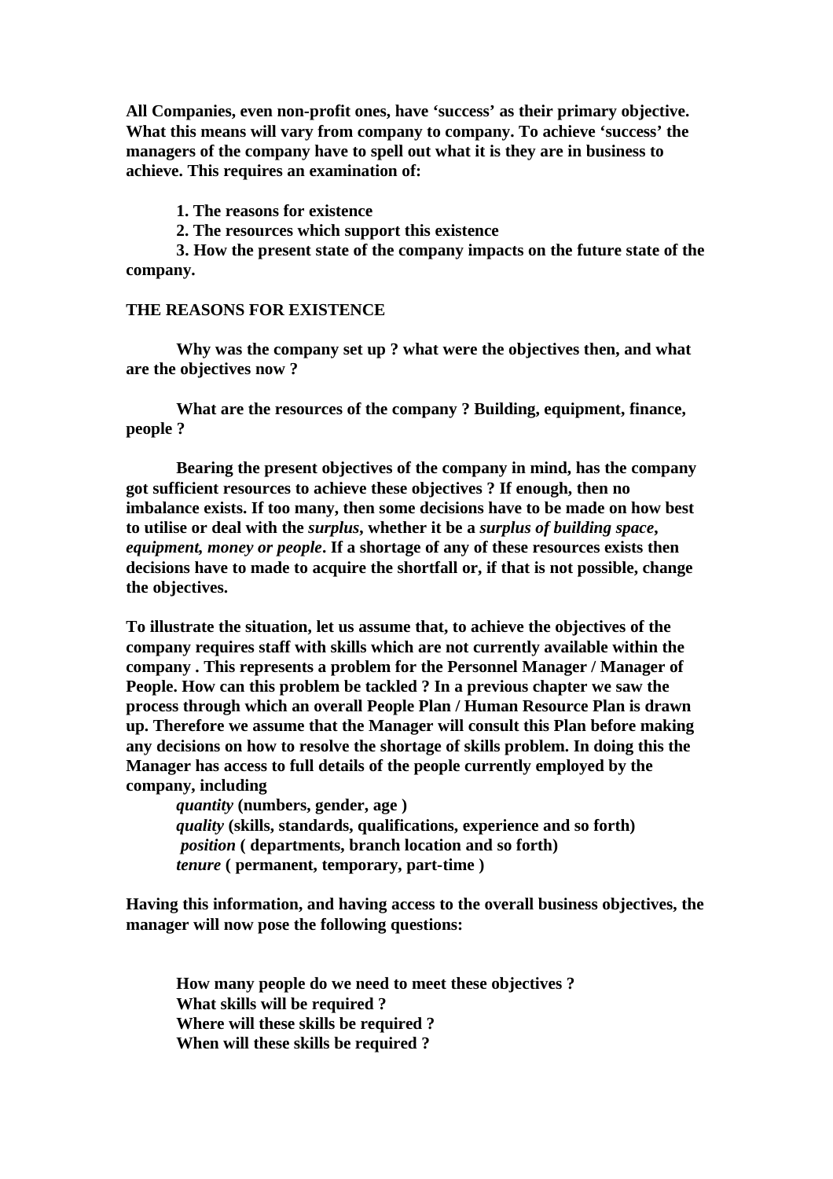**All Companies, even non-profit ones, have 'success' as their primary objective. What this means will vary from company to company. To achieve 'success' the managers of the company have to spell out what it is they are in business to achieve. This requires an examination of:**

**1. The reasons for existence**

**2. The resources which support this existence**

**3. How the present state of the company impacts on the future state of the company.**

## THE REASONS FOR EXISTENCE

**Why was the company set up ? what were the objectives then, and what are the objectives now ?**

**What are the resources of the company ? Building, equipment, finance, people ?**

**Bearing the present objectives of the company in mind, has the company got sufficient resources to achieve these objectives ? If enough, then no imbalance exists. If too many, then some decisions have to be made on how best to utilise or deal with the *surplus*, whether it be a *surplus of building space*, *equipment, money or people*. If a shortage of any of these resources exists then decisions have to made to acquire the shortfall or, if that is not possible, change the objectives.**

**To illustrate the situation, let us assume that, to achieve the objectives of the company requires staff with skills which are not currently available within the company . This represents a problem for the Personnel Manager / Manager of People. How can this problem be tackled ? In a previous chapter we saw the process through which an overall People Plan / Human Resource Plan is drawn up. Therefore we assume that the Manager will consult this Plan before making any decisions on how to resolve the shortage of skills problem. In doing this the Manager has access to full details of the people currently employed by the company, including**

***quantity* (numbers, gender, age )**
***quality* (skills, standards, qualifications, experience and so forth)**
***position* ( departments, branch location and so forth)**
***tenure* ( permanent, temporary, part-time )**

**Having this information, and having access to the overall business objectives, the manager will now pose the following questions:**

**How many people do we need to meet these objectives ?**
**What skills will be required ?**
**Where will these skills be required ?**
**When will these skills be required ?**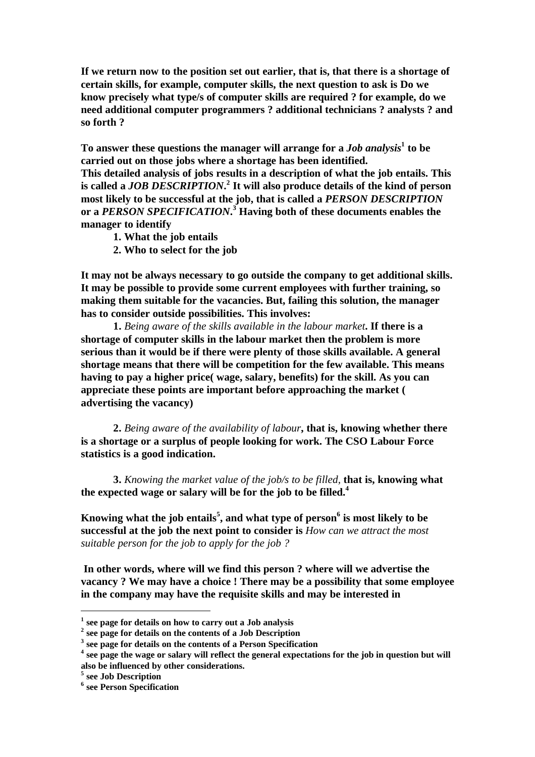**If we return now to the position set out earlier, that is, that there is a shortage of certain skills, for example, computer skills, the next question to ask is Do we know precisely what type/s of computer skills are required ? for example, do we need additional computer programmers ? additional technicians ? analysts ? and so forth ?**

**To answer these questions the manager will arrange for a *Job analysis*[1] to be carried out on those jobs where a shortage has been identified.**
**This detailed analysis of jobs results in a description of what the job entails. This is called a *JOB DESCRIPTION*.[2] It will also produce details of the kind of person most likely to be successful at the job, that is called a *PERSON DESCRIPTION* or a *PERSON SPECIFICATION*.[3] Having both of these documents enables the manager to identify**

1. **What the job entails**
2. **Who to select for the job**

**It may not be always necessary to go outside the company to get additional skills. It may be possible to provide some current employees with further training, so making them suitable for the vacancies. But, failing this solution, the manager has to consider outside possibilities. This involves:**

**1.** *Being aware of the skills available in the labour market*. **If there is a shortage of computer skills in the labour market then the problem is more serious than it would be if there were plenty of those skills available. A general shortage means that there will be competition for the few available. This means having to pay a higher price( wage, salary, benefits) for the skill. As you can appreciate these points are important before approaching the market ( advertising the vacancy)**

**2.** *Being aware of the availability of labour*, **that is, knowing whether there is a shortage or a surplus of people looking for work. The CSO Labour Force statistics is a good indication.**

**3.** *Knowing the market value of the job/s to be filled,* **that is, knowing what the expected wage or salary will be for the job to be filled.[4]**

**Knowing what the job entails[5], and what type of person[6] is most likely to be successful at the job the next point to consider is** *How can we attract the most suitable person for the job to apply for the job ?*

**In other words, where will we find this person ? where will we advertise the vacancy ? We may have a choice ! There may be a possibility that some employee in the company may have the requisite skills and may be interested in**

---

[1] **see page for details on how to carry out a Job analysis**
[2] **see page for details on the contents of a Job Description**
[3] **see page for details on the contents of a Person Specification**
[4] **see page the wage or salary will reflect the general expectations for the job in question but will also be influenced by other considerations.**
[5] **see Job Description**
[6] **see Person Specification**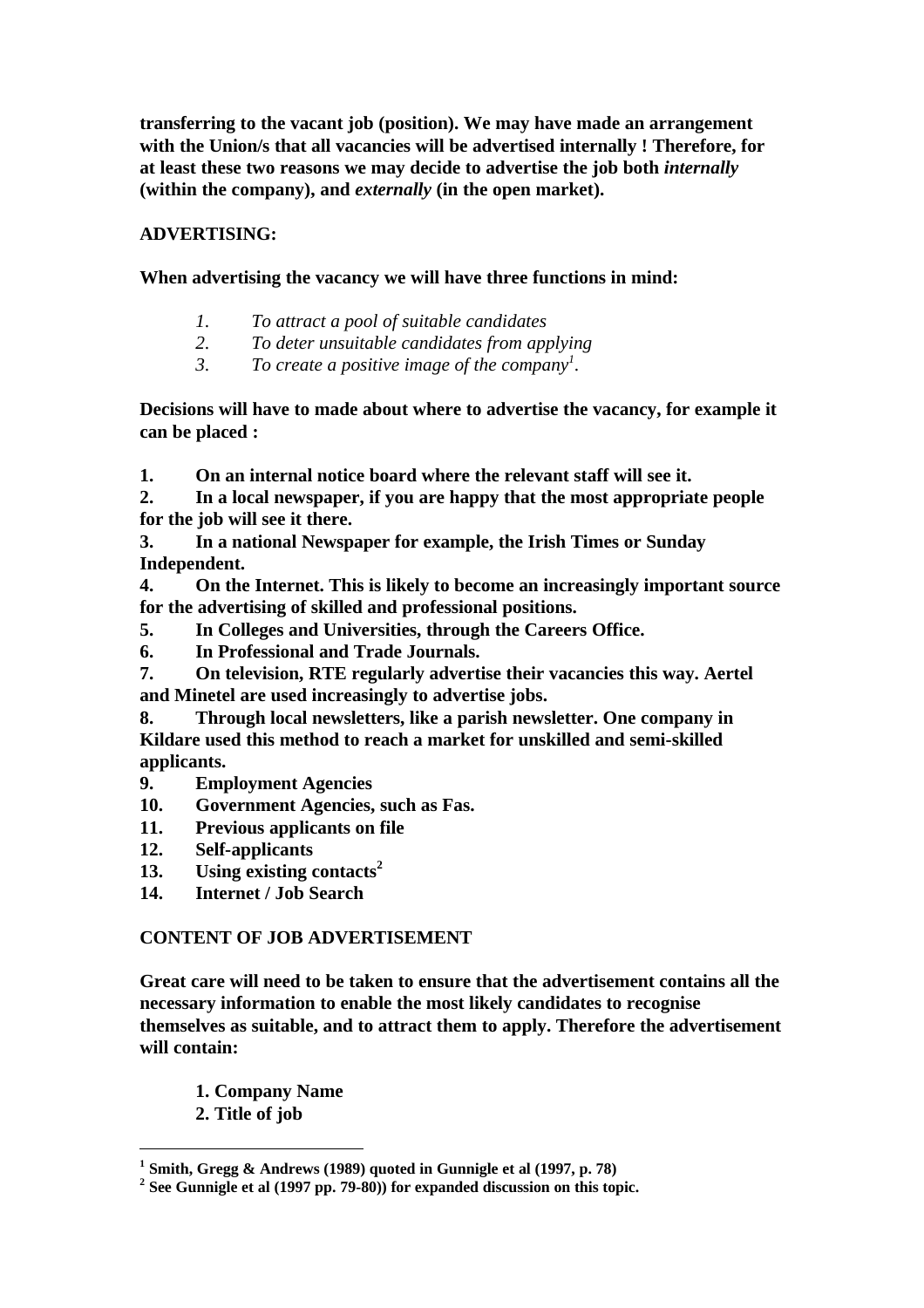**transferring to the vacant job (position). We may have made an arrangement with the Union/s that all vacancies will be advertised internally ! Therefore, for at least these two reasons we may decide to advertise the job both *internally* (within the company), and *externally* (in the open market).**

**ADVERTISING:**

**When advertising the vacancy we will have three functions in mind:**

1. *To attract a pool of suitable candidates*
2. *To deter unsuitable candidates from applying*
3. *To create a positive image of the company*[1].

**Decisions will have to made about where to advertise the vacancy, for example it can be placed :**

1. **On an internal notice board where the relevant staff will see it.**
2. **In a local newspaper, if you are happy that the most appropriate people for the job will see it there.**
3. **In a national Newspaper for example, the Irish Times or Sunday Independent.**
4. **On the Internet. This is likely to become an increasingly important source for the advertising of skilled and professional positions.**
5. **In Colleges and Universities, through the Careers Office.**
6. **In Professional and Trade Journals.**
7. **On television, RTE regularly advertise their vacancies this way. Aertel and Minetel are used increasingly to advertise jobs.**
8. **Through local newsletters, like a parish newsletter. One company in Kildare used this method to reach a market for unskilled and semi-skilled applicants.**
9. **Employment Agencies**
10. **Government Agencies, such as Fas.**
11. **Previous applicants on file**
12. **Self-applicants**
13. **Using existing contacts**[2]
14. **Internet / Job Search**

**CONTENT OF JOB ADVERTISEMENT**

**Great care will need to be taken to ensure that the advertisement contains all the necessary information to enable the most likely candidates to recognise themselves as suitable, and to attract them to apply. Therefore the advertisement will contain:**

1. **Company Name**
2. **Title of job**

---

[1] **Smith, Gregg & Andrews (1989) quoted in Gunnigle et al (1997, p. 78)**
[2] **See Gunnigle et al (1997 pp. 79-80)) for expanded discussion on this topic.**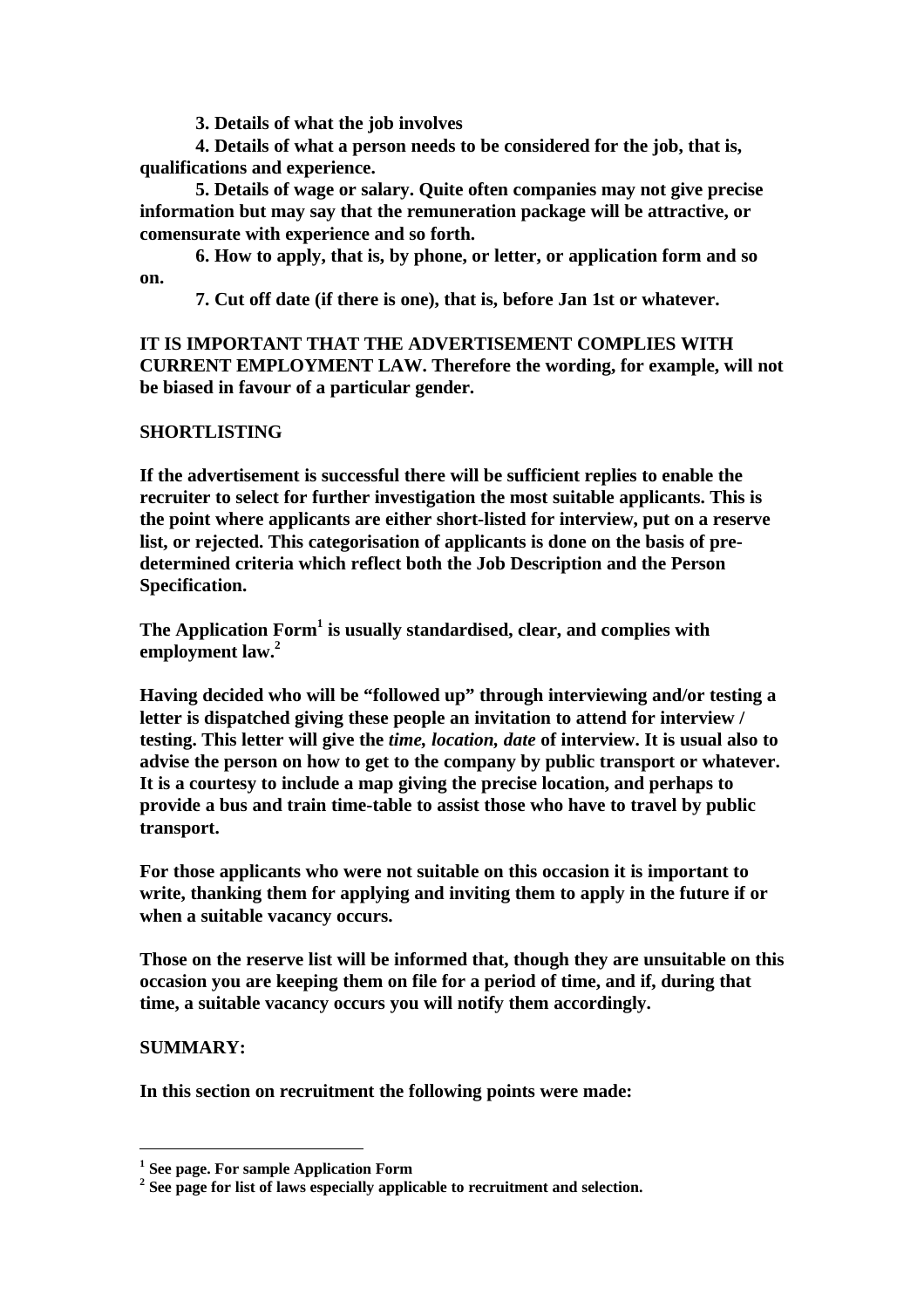**3. Details of what the job involves**

**4. Details of what a person needs to be considered for the job, that is, qualifications and experience.**

**5. Details of wage or salary. Quite often companies may not give precise information but may say that the remuneration package will be attractive, or comensurate with experience and so forth.**

**6. How to apply, that is, by phone, or letter, or application form and so on.**

**7. Cut off date (if there is one), that is, before Jan 1st or whatever.**

**IT IS IMPORTANT THAT THE ADVERTISEMENT COMPLIES WITH CURRENT EMPLOYMENT LAW. Therefore the wording, for example, will not be biased in favour of a particular gender.**

**SHORTLISTING**

**If the advertisement is successful there will be sufficient replies to enable the recruiter to select for further investigation the most suitable applicants. This is the point where applicants are either short-listed for interview, put on a reserve list, or rejected. This categorisation of applicants is done on the basis of pre-determined criteria which reflect both the Job Description and the Person Specification.**

**The Application Form[1] is usually standardised, clear, and complies with employment law.[2]**

**Having decided who will be "followed up" through interviewing and/or testing a letter is dispatched giving these people an invitation to attend for interview / testing. This letter will give the *time, location, date* of interview. It is usual also to advise the person on how to get to the company by public transport or whatever. It is a courtesy to include a map giving the precise location, and perhaps to provide a bus and train time-table to assist those who have to travel by public transport.**

**For those applicants who were not suitable on this occasion it is important to write, thanking them for applying and inviting them to apply in the future if or when a suitable vacancy occurs.**

**Those on the reserve list will be informed that, though they are unsuitable on this occasion you are keeping them on file for a period of time, and if, during that time, a suitable vacancy occurs you will notify them accordingly.**

**SUMMARY:**

**In this section on recruitment the following points were made:**

---

**[1] See page. For sample Application Form**

**[2] See page for list of laws especially applicable to recruitment and selection.**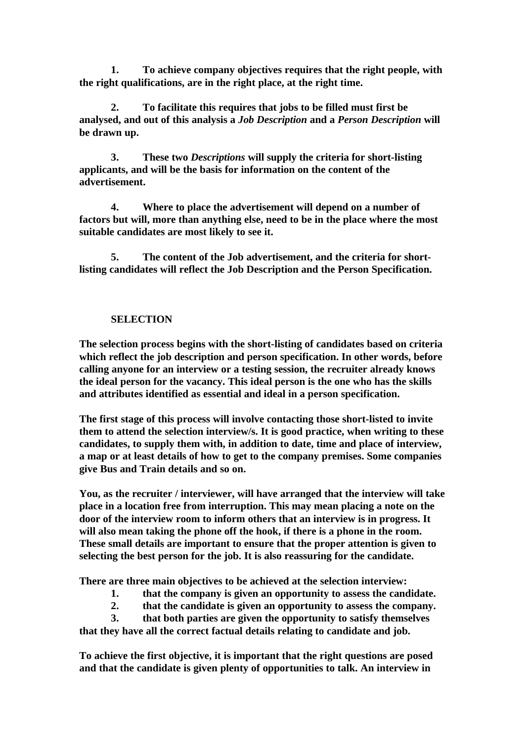**1. To achieve company objectives requires that the right people, with the right qualifications, are in the right place, at the right time.**

**2. To facilitate this requires that jobs to be filled must first be analysed, and out of this analysis a *Job Description* and a *Person Description* will be drawn up.**

**3. These two *Descriptions* will supply the criteria for short-listing applicants, and will be the basis for information on the content of the advertisement.**

**4. Where to place the advertisement will depend on a number of factors but will, more than anything else, need to be in the place where the most suitable candidates are most likely to see it.**

**5. The content of the Job advertisement, and the criteria for short-listing candidates will reflect the Job Description and the Person Specification.**

## SELECTION

**The selection process begins with the short-listing of candidates based on criteria which reflect the job description and person specification. In other words, before calling anyone for an interview or a testing session, the recruiter already knows the ideal person for the vacancy. This ideal person is the one who has the skills and attributes identified as essential and ideal in a person specification.**

**The first stage of this process will involve contacting those short-listed to invite them to attend the selection interview/s. It is good practice, when writing to these candidates, to supply them with, in addition to date, time and place of interview, a map or at least details of how to get to the company premises. Some companies give Bus and Train details and so on.**

**You, as the recruiter / interviewer, will have arranged that the interview will take place in a location free from interruption. This may mean placing a note on the door of the interview room to inform others that an interview is in progress. It will also mean taking the phone off the hook, if there is a phone in the room. These small details are important to ensure that the proper attention is given to selecting the best person for the job. It is also reassuring for the candidate.**

**There are three main objectives to be achieved at the selection interview:**

**1. that the company is given an opportunity to assess the candidate.**

**2. that the candidate is given an opportunity to assess the company.**

**3. that both parties are given the opportunity to satisfy themselves that they have all the correct factual details relating to candidate and job.**

**To achieve the first objective, it is important that the right questions are posed and that the candidate is given plenty of opportunities to talk. An interview in**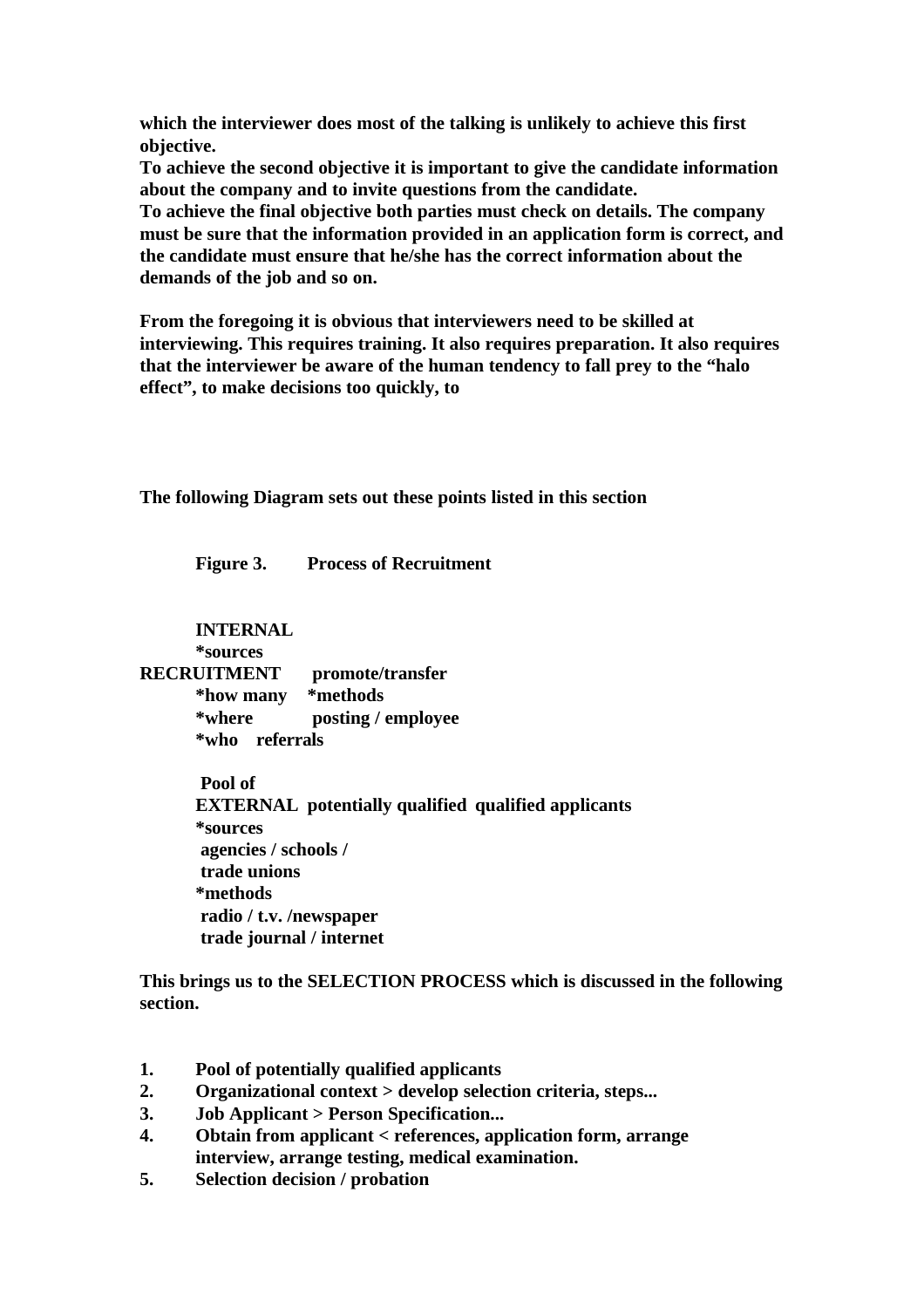**which the interviewer does most of the talking is unlikely to achieve this first objective.**
**To achieve the second objective it is important to give the candidate information about the company and to invite questions from the candidate.**
**To achieve the final objective both parties must check on details. The company must be sure that the information provided in an application form is correct, and the candidate must ensure that he/she has the correct information about the demands of the job and so on.**

**From the foregoing it is obvious that interviewers need to be skilled at interviewing. This requires training. It also requires preparation. It also requires that the interviewer be aware of the human tendency to fall prey to the "halo effect", to make decisions too quickly, to**

**The following Diagram sets out these points listed in this section**

**Figure 3. Process of Recruitment**

**INTERNAL**
**\*sources**
**RECRUITMENT promote/transfer**
**\*how many \*methods**
**\*where posting / employee**
**\*who referrals**

**Pool of**
**EXTERNAL potentially qualified qualified applicants**
**\*sources**
**agencies / schools /**
**trade unions**
**\*methods**
**radio / t.v. /newspaper**
**trade journal / internet**

**This brings us to the SELECTION PROCESS which is discussed in the following section.**

1. **Pool of potentially qualified applicants**
2. **Organizational context > develop selection criteria, steps...**
3. **Job Applicant > Person Specification...**
4. **Obtain from applicant < references, application form, arrange interview, arrange testing, medical examination.**
5. **Selection decision / probation**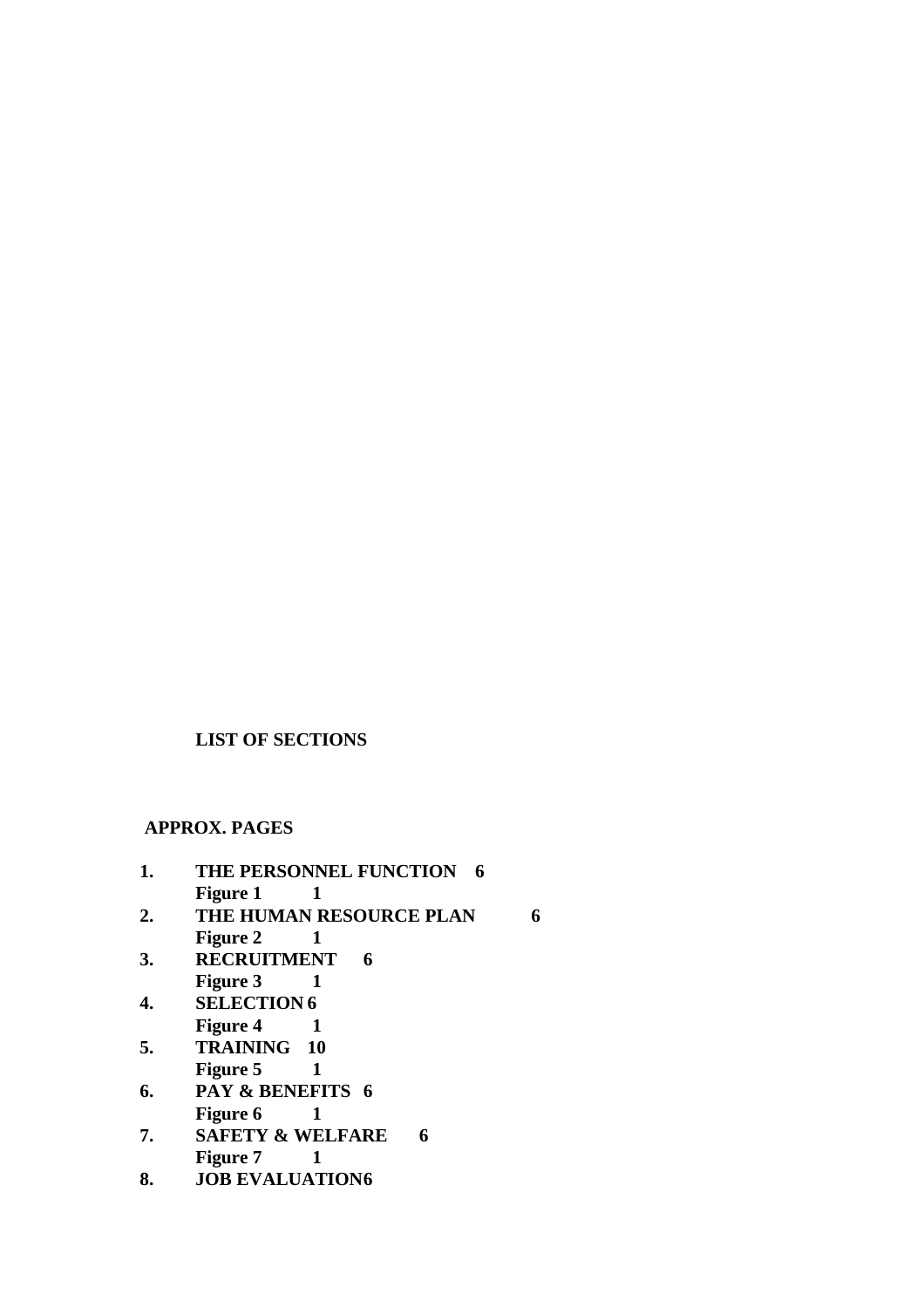**LIST OF SECTIONS**

**APPROX. PAGES**

| | | |
|---|---|---|
| **1.** | **THE PERSONNEL FUNCTION** | **6** |
| | **Figure 1** | **1** |
| **2.** | **THE HUMAN RESOURCE PLAN** | **6** |
| | **Figure 2** | **1** |
| **3.** | **RECRUITMENT** | **6** |
| | **Figure 3** | **1** |
| **4.** | **SELECTION** | **6** |
| | **Figure 4** | **1** |
| **5.** | **TRAINING** | **10** |
| | **Figure 5** | **1** |
| **6.** | **PAY & BENEFITS** | **6** |
| | **Figure 6** | **1** |
| **7.** | **SAFETY & WELFARE** | **6** |
| | **Figure 7** | **1** |
| **8.** | **JOB EVALUATION** | **6** |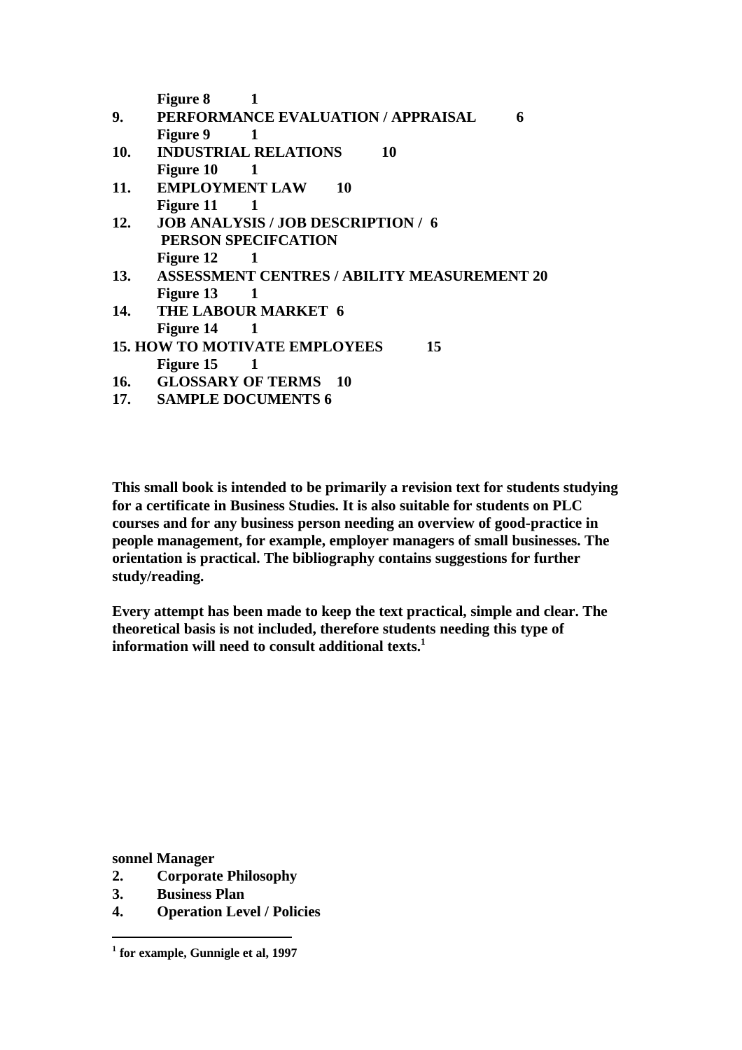**Figure 8 1**

**9. PERFORMANCE EVALUATION / APPRAISAL 6**

**Figure 9 1**

**10. INDUSTRIAL RELATIONS 10**

**Figure 10 1**

**11. EMPLOYMENT LAW 10**

**Figure 11 1**

**12. JOB ANALYSIS / JOB DESCRIPTION / 6 PERSON SPECIFCATION**

**Figure 12 1**

**13. ASSESSMENT CENTRES / ABILITY MEASUREMENT 20**

**Figure 13 1**

**14. THE LABOUR MARKET 6**

**Figure 14 1**

**15. HOW TO MOTIVATE EMPLOYEES 15**

**Figure 15 1**

**16. GLOSSARY OF TERMS 10**

**17. SAMPLE DOCUMENTS 6**

**This small book is intended to be primarily a revision text for students studying for a certificate in Business Studies. It is also suitable for students on PLC courses and for any business person needing an overview of good-practice in people management, for example, employer managers of small businesses. The orientation is practical. The bibliography contains suggestions for further study/reading.**

**Every attempt has been made to keep the text practical, simple and clear. The theoretical basis is not included, therefore students needing this type of information will need to consult additional texts.[1]**

**sonnel Manager**

**2. Corporate Philosophy**

**3. Business Plan**

**4. Operation Level / Policies**

---

[1] **for example, Gunnigle et al, 1997**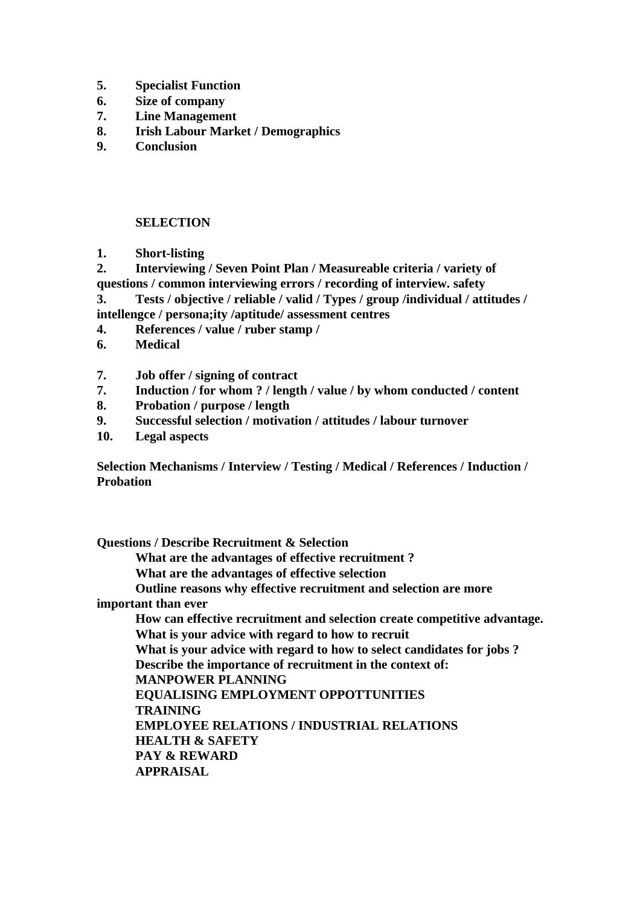5. **Specialist Function**
6. **Size of company**
7. **Line Management**
8. **Irish Labour Market / Demographics**
9. **Conclusion**

**SELECTION**

1. **Short-listing**
2. **Interviewing / Seven Point Plan / Measureable criteria / variety of questions / common interviewing errors / recording of interview. safety**
3. **Tests / objective / reliable / valid / Types / group /individual / attitudes / intellengce / persona;ity /aptitude/ assessment centres**
4. **References / value / ruber stamp /**
6. **Medical**

7. **Job offer / signing of contract**
7. **Induction / for whom ? / length / value / by whom conducted / content**
8. **Probation / purpose / length**
9. **Successful selection / motivation / attitudes / labour turnover**
10. **Legal aspects**

**Selection Mechanisms / Interview / Testing / Medical / References / Induction / Probation**

**Questions / Describe Recruitment & Selection**

**What are the advantages of effective recruitment ?**
**What are the advantages of effective selection**
**Outline reasons why effective recruitment and selection are more important than ever**
**How can effective recruitment and selection create competitive advantage.**
**What is your advice with regard to how to recruit**
**What is your advice with regard to how to select candidates for jobs ?**
**Describe the importance of recruitment in the context of:**
**MANPOWER PLANNING**
**EQUALISING EMPLOYMENT OPPOTTUNITIES**
**TRAINING**
**EMPLOYEE RELATIONS / INDUSTRIAL RELATIONS**
**HEALTH & SAFETY**
**PAY & REWARD**
**APPRAISAL**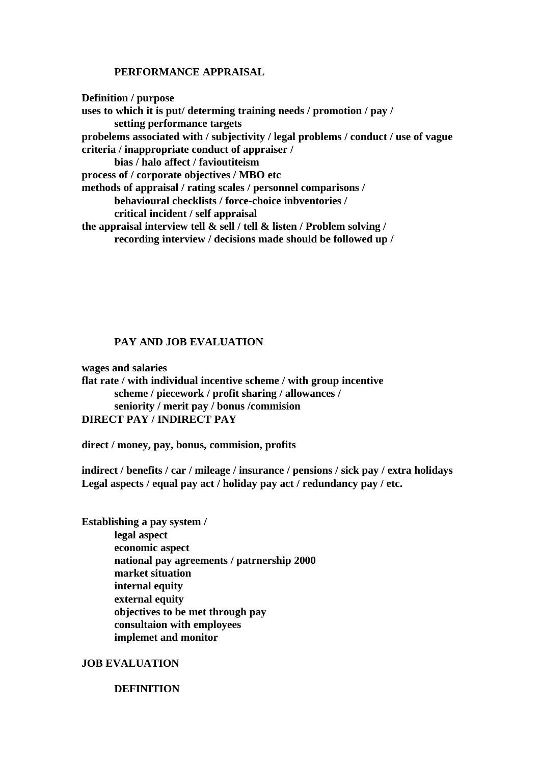**PERFORMANCE APPRAISAL**

**Definition / purpose**
**uses to which it is put/ determing training needs / promotion / pay /**
**setting performance targets**
**probelems associated with / subjectivity / legal problems / conduct / use of vague criteria / inappropriate conduct of appraiser /**
**bias / halo affect / favioutiteism**
**process of / corporate objectives / MBO etc**
**methods of appraisal / rating scales / personnel comparisons /**
**behavioural checklists / force-choice inbventories /**
**critical incident / self appraisal**
**the appraisal interview tell & sell / tell & listen / Problem solving /**
**recording interview / decisions made should be followed up /**

**PAY AND JOB EVALUATION**

**wages and salaries**
**flat rate / with individual incentive scheme / with group incentive**
**scheme / piecework / profit sharing / allowances /**
**seniority / merit pay / bonus /commision**
**DIRECT PAY / INDIRECT PAY**

**direct / money, pay, bonus, commision, profits**

**indirect / benefits / car / mileage / insurance / pensions / sick pay / extra holidays**
**Legal aspects / equal pay act / holiday pay act / redundancy pay / etc.**

**Establishing a pay system /**
**legal aspect**
**economic aspect**
**national pay agreements / patrnership 2000**
**market situation**
**internal equity**
**external equity**
**objectives to be met through pay**
**consultaion with employees**
**implemet and monitor**

**JOB EVALUATION**

**DEFINITION**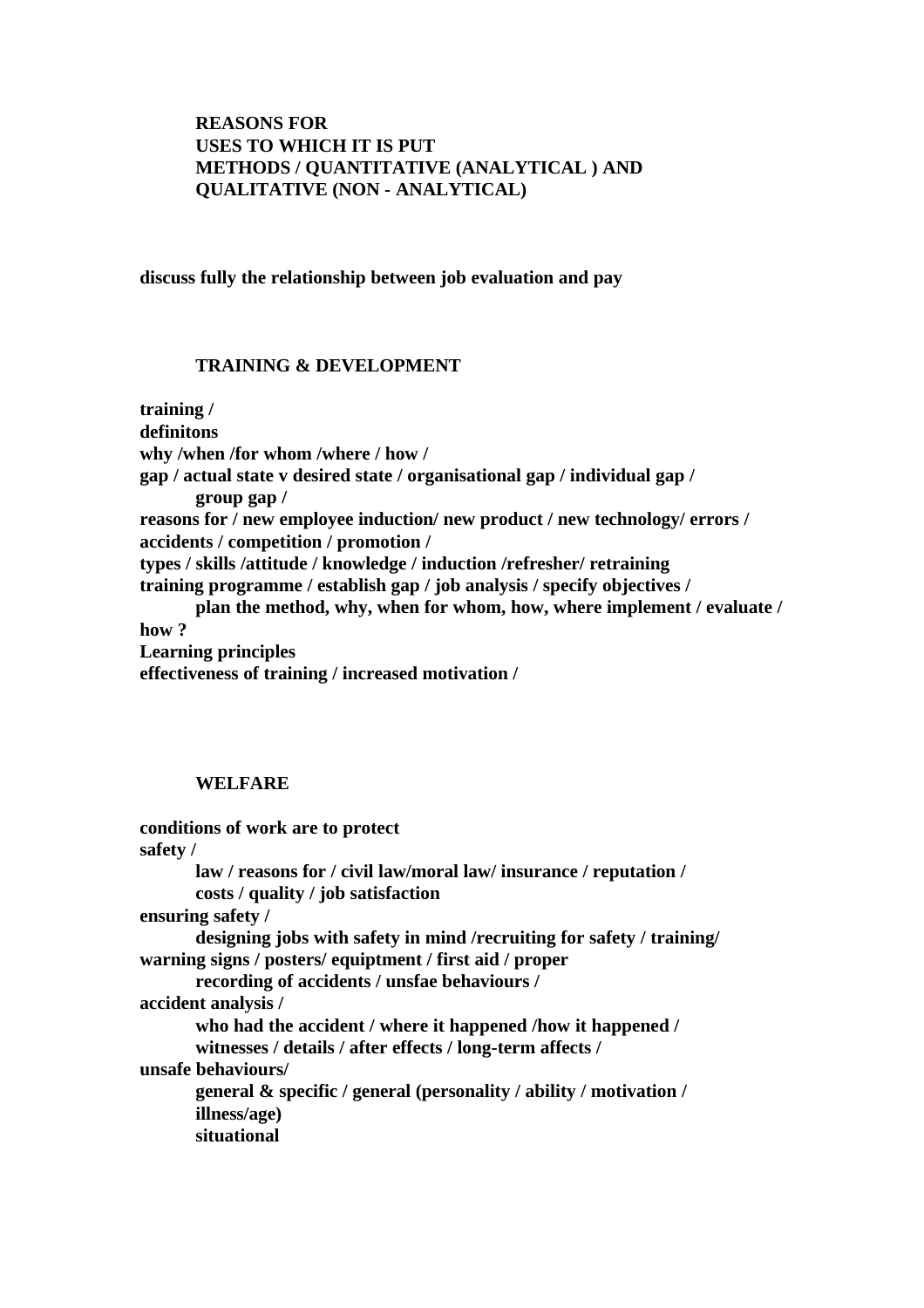**REASONS FOR**
**USES TO WHICH IT IS PUT**
**METHODS / QUANTITATIVE (ANALYTICAL ) AND QUALITATIVE (NON - ANALYTICAL)**

**discuss fully the relationship between job evaluation and pay**

## TRAINING & DEVELOPMENT

**training /**
**definitons**
**why /when /for whom /where / how /**
**gap / actual state v desired state / organisational gap / individual gap / group gap /**
**reasons for / new employee induction/ new product / new technology/ errors / accidents / competition / promotion /**
**types / skills /attitude / knowledge / induction /refresher/ retraining**
**training programme / establish gap / job analysis / specify objectives / plan the method, why, when for whom, how, where implement / evaluate / how ?**
**Learning principles**
**effectiveness of training / increased motivation /**

## WELFARE

**conditions of work are to protect**
**safety /**
**law / reasons for / civil law/moral law/ insurance / reputation / costs / quality / job satisfaction**
**ensuring safety /**
**designing jobs with safety in mind /recruiting for safety / training/ warning signs / posters/ equiptment / first aid / proper recording of accidents / unsfae behaviours /**
**accident analysis /**
**who had the accident / where it happened /how it happened / witnesses / details / after effects / long-term affects /**
**unsafe behaviours/**
**general & specific / general (personality / ability / motivation / illness/age)**
**situational**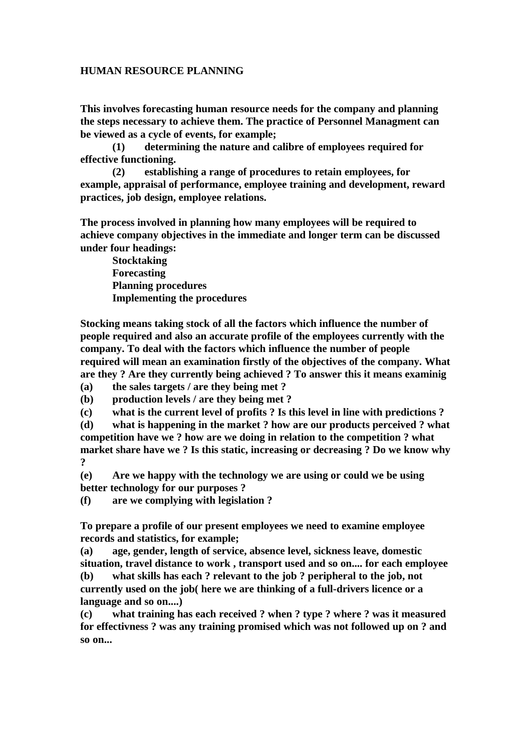# HUMAN RESOURCE PLANNING

**This involves forecasting human resource needs for the company and planning the steps necessary to achieve them. The practice of Personnel Managment can be viewed as a cycle of events, for example;**

**(1) determining the nature and calibre of employees required for effective functioning.**

**(2) establishing a range of procedures to retain employees, for example, appraisal of performance, employee training and development, reward practices, job design, employee relations.**

**The process involved in planning how many employees will be required to achieve company objectives in the immediate and longer term can be discussed under four headings:**

**Stocktaking**
**Forecasting**
**Planning procedures**
**Implementing the procedures**

**Stocking means taking stock of all the factors which influence the number of people required and also an accurate profile of the employees currently with the company. To deal with the factors which influence the number of people required will mean an examination firstly of the objectives of the company. What are they ? Are they currently being achieved ? To answer this it means examinig**

**(a) the sales targets / are they being met ?**

**(b) production levels / are they being met ?**

**(c) what is the current level of profits ? Is this level in line with predictions ?**

**(d) what is happening in the market ? how are our products perceived ? what competition have we ? how are we doing in relation to the competition ? what market share have we ? Is this static, increasing or decreasing ? Do we know why ?**

**(e) Are we happy with the technology we are using or could we be using better technology for our purposes ?**

**(f) are we complying with legislation ?**

**To prepare a profile of our present employees we need to examine employee records and statistics, for example;**

**(a) age, gender, length of service, absence level, sickness leave, domestic situation, travel distance to work , transport used and so on.... for each employee**

**(b) what skills has each ? relevant to the job ? peripheral to the job, not currently used on the job( here we are thinking of a full-drivers licence or a language and so on....)**

**(c) what training has each received ? when ? type ? where ? was it measured for effectivness ? was any training promised which was not followed up on ? and so on...**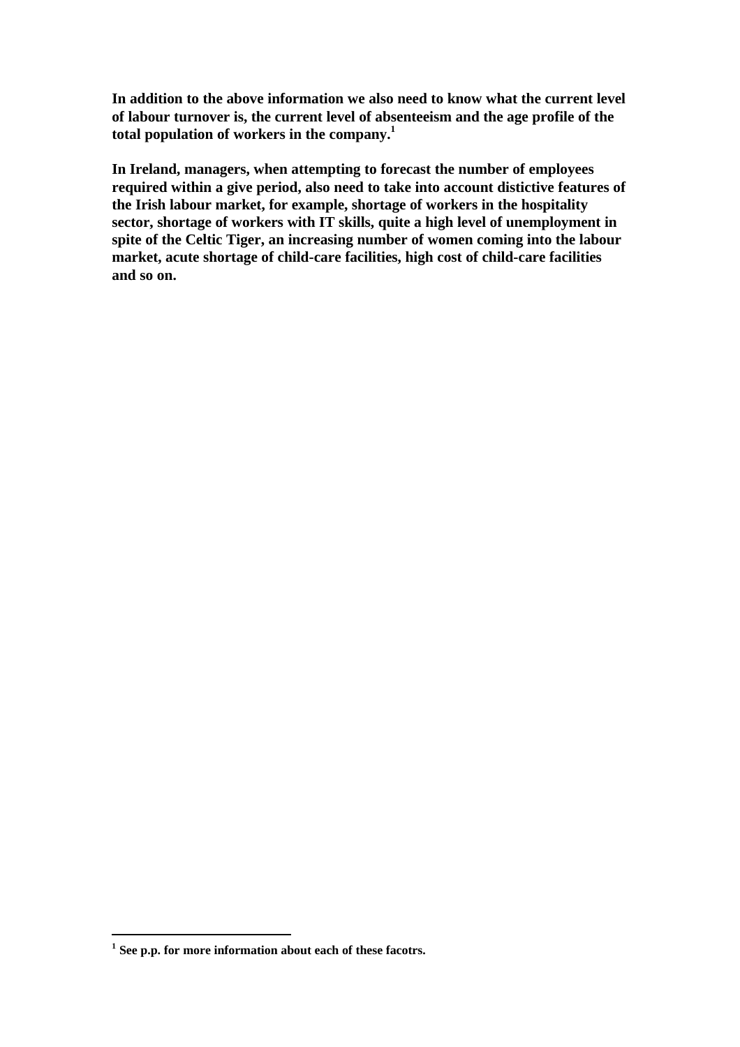**In addition to the above information we also need to know what the current level of labour turnover is, the current level of absenteeism and the age profile of the total population of workers in the company.**[1]

**In Ireland, managers, when attempting to forecast the number of employees required within a give period, also need to take into account distictive features of the Irish labour market, for example, shortage of workers in the hospitality sector, shortage of workers with IT skills, quite a high level of unemployment in spite of the Celtic Tiger, an increasing number of women coming into the labour market, acute shortage of child-care facilities, high cost of child-care facilities and so on.**

---

[1] **See p.p. for more information about each of these facotrs.**